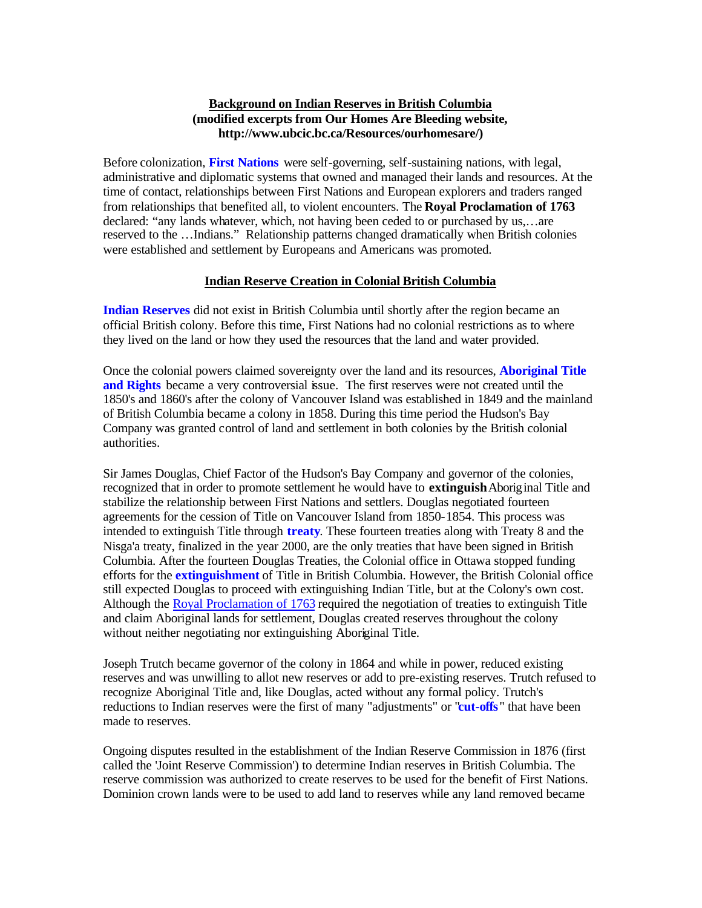**Background on Indian Reserves in British Columbia**
**(modified excerpts from Our Homes Are Bleeding website, http://www.ubcic.bc.ca/Resources/ourhomesare/)**

Before colonization, **First Nations** were self-governing, self-sustaining nations, with legal, administrative and diplomatic systems that owned and managed their lands and resources. At the time of contact, relationships between First Nations and European explorers and traders ranged from relationships that benefited all, to violent encounters. The **Royal Proclamation of 1763** declared: "any lands whatever, which, not having been ceded to or purchased by us,…are reserved to the …Indians." Relationship patterns changed dramatically when British colonies were established and settlement by Europeans and Americans was promoted.

## Indian Reserve Creation in Colonial British Columbia

**Indian Reserves** did not exist in British Columbia until shortly after the region became an official British colony. Before this time, First Nations had no colonial restrictions as to where they lived on the land or how they used the resources that the land and water provided.

Once the colonial powers claimed sovereignty over the land and its resources, **Aboriginal Title and Rights** became a very controversial issue. The first reserves were not created until the 1850's and 1860's after the colony of Vancouver Island was established in 1849 and the mainland of British Columbia became a colony in 1858. During this time period the Hudson's Bay Company was granted control of land and settlement in both colonies by the British colonial authorities.

Sir James Douglas, Chief Factor of the Hudson's Bay Company and governor of the colonies, recognized that in order to promote settlement he would have to **extinguish** Aboriginal Title and stabilize the relationship between First Nations and settlers. Douglas negotiated fourteen agreements for the cession of Title on Vancouver Island from 1850-1854. This process was intended to extinguish Title through **treaty**. These fourteen treaties along with Treaty 8 and the Nisga'a treaty, finalized in the year 2000, are the only treaties that have been signed in British Columbia. After the fourteen Douglas Treaties, the Colonial office in Ottawa stopped funding efforts for the **extinguishment** of Title in British Columbia. However, the British Colonial office still expected Douglas to proceed with extinguishing Indian Title, but at the Colony's own cost. Although the Royal Proclamation of 1763 required the negotiation of treaties to extinguish Title and claim Aboriginal lands for settlement, Douglas created reserves throughout the colony without neither negotiating nor extinguishing Aboriginal Title.

Joseph Trutch became governor of the colony in 1864 and while in power, reduced existing reserves and was unwilling to allot new reserves or add to pre-existing reserves. Trutch refused to recognize Aboriginal Title and, like Douglas, acted without any formal policy. Trutch's reductions to Indian reserves were the first of many "adjustments" or "**cut-offs**" that have been made to reserves.

Ongoing disputes resulted in the establishment of the Indian Reserve Commission in 1876 (first called the 'Joint Reserve Commission') to determine Indian reserves in British Columbia. The reserve commission was authorized to create reserves to be used for the benefit of First Nations. Dominion crown lands were to be used to add land to reserves while any land removed became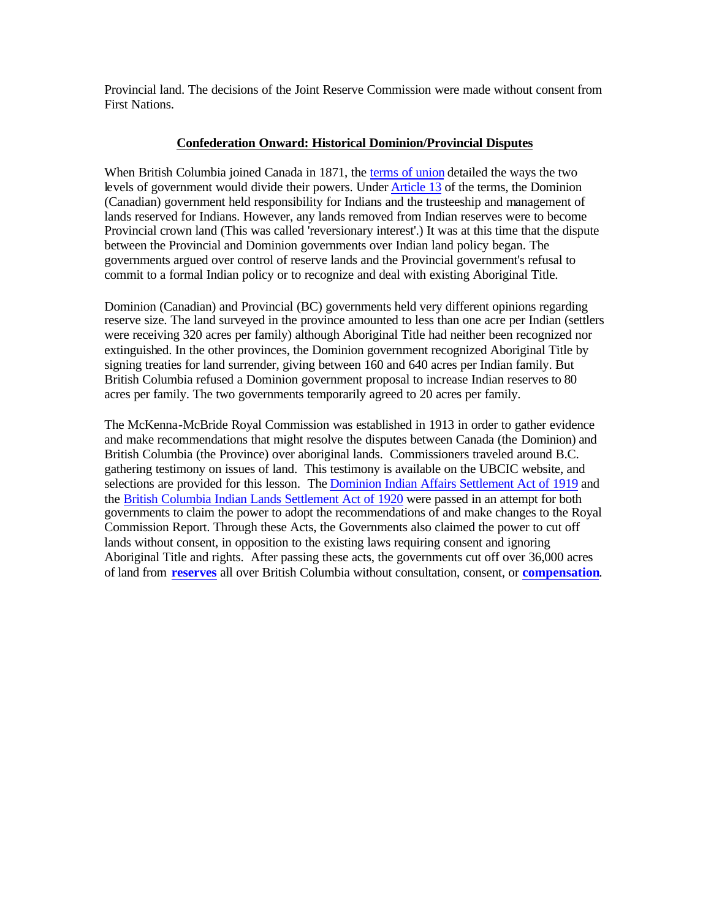Provincial land. The decisions of the Joint Reserve Commission were made without consent from First Nations.

## **Confederation Onward: Historical Dominion/Provincial Disputes**

When British Columbia joined Canada in 1871, the terms of union detailed the ways the two levels of government would divide their powers. Under Article 13 of the terms, the Dominion (Canadian) government held responsibility for Indians and the trusteeship and management of lands reserved for Indians. However, any lands removed from Indian reserves were to become Provincial crown land (This was called 'reversionary interest'.) It was at this time that the dispute between the Provincial and Dominion governments over Indian land policy began. The governments argued over control of reserve lands and the Provincial government's refusal to commit to a formal Indian policy or to recognize and deal with existing Aboriginal Title.

Dominion (Canadian) and Provincial (BC) governments held very different opinions regarding reserve size. The land surveyed in the province amounted to less than one acre per Indian (settlers were receiving 320 acres per family) although Aboriginal Title had neither been recognized nor extinguished. In the other provinces, the Dominion government recognized Aboriginal Title by signing treaties for land surrender, giving between 160 and 640 acres per Indian family. But British Columbia refused a Dominion government proposal to increase Indian reserves to 80 acres per family. The two governments temporarily agreed to 20 acres per family.

The McKenna-McBride Royal Commission was established in 1913 in order to gather evidence and make recommendations that might resolve the disputes between Canada (the Dominion) and British Columbia (the Province) over aboriginal lands. Commissioners traveled around B.C. gathering testimony on issues of land. This testimony is available on the UBCIC website, and selections are provided for this lesson. The Dominion Indian Affairs Settlement Act of 1919 and the British Columbia Indian Lands Settlement Act of 1920 were passed in an attempt for both governments to claim the power to adopt the recommendations of and make changes to the Royal Commission Report. Through these Acts, the Governments also claimed the power to cut off lands without consent, in opposition to the existing laws requiring consent and ignoring Aboriginal Title and rights. After passing these acts, the governments cut off over 36,000 acres of land from **reserves** all over British Columbia without consultation, consent, or **compensation**.